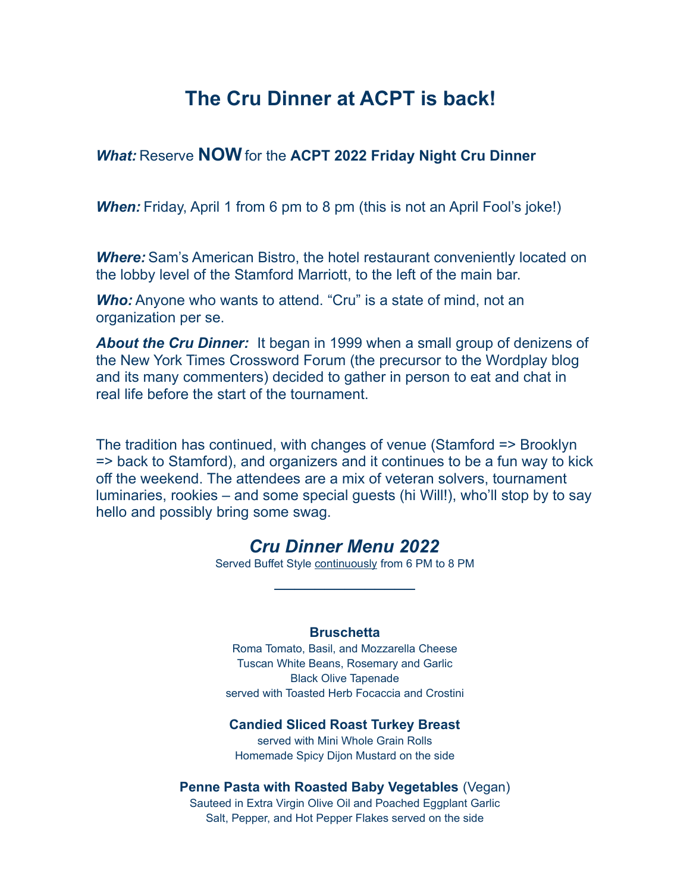# The Cru Dinner at ACPT is back!

***What:*** Reserve **NOW** for the **ACPT 2022 Friday Night Cru Dinner**

***When:*** Friday, April 1 from 6 pm to 8 pm (this is not an April Fool's joke!)

***Where:*** Sam's American Bistro, the hotel restaurant conveniently located on the lobby level of the Stamford Marriott, to the left of the main bar.

***Who:*** Anyone who wants to attend. "Cru" is a state of mind, not an organization per se.

***About the Cru Dinner:*** It began in 1999 when a small group of denizens of the New York Times Crossword Forum (the precursor to the Wordplay blog and its many commenters) decided to gather in person to eat and chat in real life before the start of the tournament.

The tradition has continued, with changes of venue (Stamford => Brooklyn => back to Stamford), and organizers and it continues to be a fun way to kick off the weekend. The attendees are a mix of veteran solvers, tournament luminaries, rookies – and some special guests (hi Will!), who'll stop by to say hello and possibly bring some swag.

## *Cru Dinner Menu 2022*

Served Buffet Style continuously from 6 PM to 8 PM

---

**Bruschetta**

Roma Tomato, Basil, and Mozzarella Cheese
Tuscan White Beans, Rosemary and Garlic
Black Olive Tapenade
served with Toasted Herb Focaccia and Crostini

**Candied Sliced Roast Turkey Breast**

served with Mini Whole Grain Rolls
Homemade Spicy Dijon Mustard on the side

**Penne Pasta with Roasted Baby Vegetables** (Vegan)

Sauteed in Extra Virgin Olive Oil and Poached Eggplant Garlic
Salt, Pepper, and Hot Pepper Flakes served on the side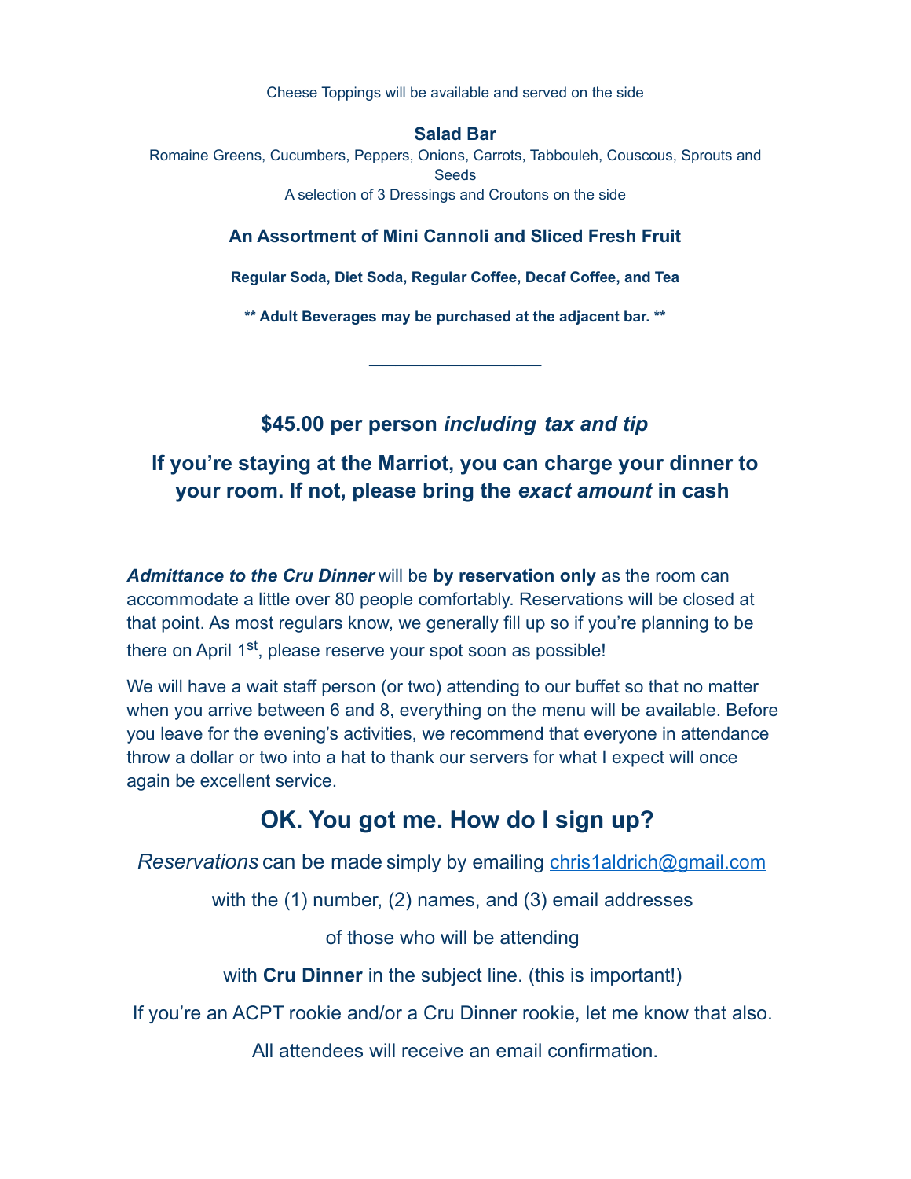Cheese Toppings will be available and served on the side

**Salad Bar**

Romaine Greens, Cucumbers, Peppers, Onions, Carrots, Tabbouleh, Couscous, Sprouts and Seeds

A selection of 3 Dressings and Croutons on the side

**An Assortment of Mini Cannoli and Sliced Fresh Fruit**

**Regular Soda, Diet Soda, Regular Coffee, Decaf Coffee, and Tea**

**** Adult Beverages may be purchased at the adjacent bar. ****

---

## $45.00 per person *including tax and tip*

## If you're staying at the Marriot, you can charge your dinner to your room. If not, please bring the *exact amount* in cash

***Admittance to the Cru Dinner*** will be **by reservation only** as the room can accommodate a little over 80 people comfortably. Reservations will be closed at that point. As most regulars know, we generally fill up so if you're planning to be there on April 1st, please reserve your spot soon as possible!

We will have a wait staff person (or two) attending to our buffet so that no matter when you arrive between 6 and 8, everything on the menu will be available. Before you leave for the evening's activities, we recommend that everyone in attendance throw a dollar or two into a hat to thank our servers for what I expect will once again be excellent service.

## OK. You got me. How do I sign up?

*Reservations* can be made simply by emailing chris1aldrich@gmail.com

with the (1) number, (2) names, and (3) email addresses

of those who will be attending

with **Cru Dinner** in the subject line. (this is important!)

If you're an ACPT rookie and/or a Cru Dinner rookie, let me know that also.

All attendees will receive an email confirmation.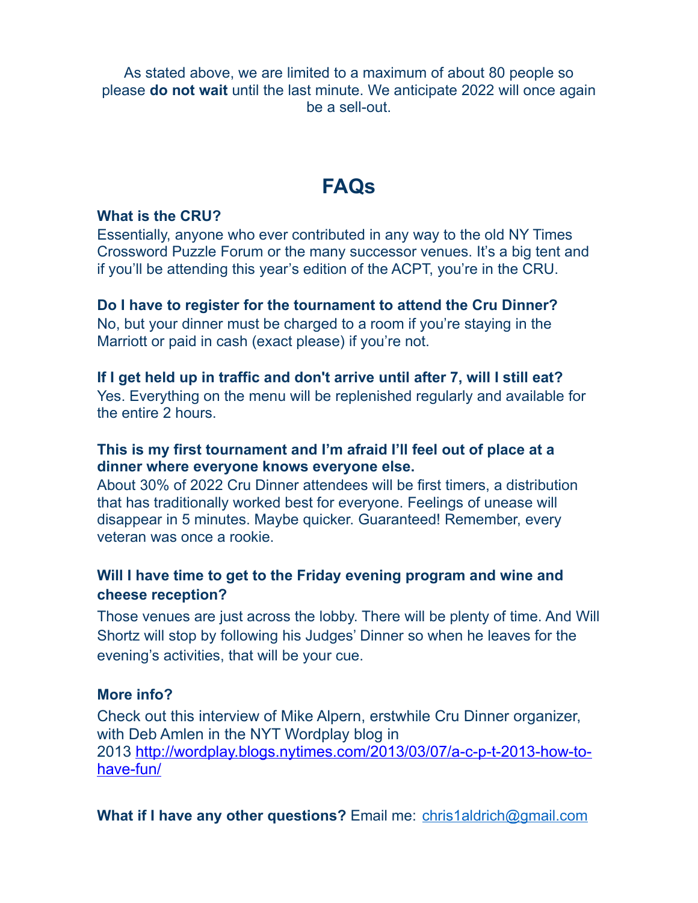As stated above, we are limited to a maximum of about 80 people so please **do not wait** until the last minute. We anticipate 2022 will once again be a sell-out.

## FAQs

**What is the CRU?**
Essentially, anyone who ever contributed in any way to the old NY Times Crossword Puzzle Forum or the many successor venues. It's a big tent and if you'll be attending this year's edition of the ACPT, you're in the CRU.

**Do I have to register for the tournament to attend the Cru Dinner?**
No, but your dinner must be charged to a room if you're staying in the Marriott or paid in cash (exact please) if you're not.

**If I get held up in traffic and don't arrive until after 7, will I still eat?**
Yes. Everything on the menu will be replenished regularly and available for the entire 2 hours.

**This is my first tournament and I'm afraid I'll feel out of place at a dinner where everyone knows everyone else.**
About 30% of 2022 Cru Dinner attendees will be first timers, a distribution that has traditionally worked best for everyone. Feelings of unease will disappear in 5 minutes. Maybe quicker. Guaranteed! Remember, every veteran was once a rookie.

**Will I have time to get to the Friday evening program and wine and cheese reception?**
Those venues are just across the lobby. There will be plenty of time. And Will Shortz will stop by following his Judges' Dinner so when he leaves for the evening's activities, that will be your cue.

**More info?**
Check out this interview of Mike Alpern, erstwhile Cru Dinner organizer, with Deb Amlen in the NYT Wordplay blog in 2013 [http://wordplay.blogs.nytimes.com/2013/03/07/a-c-p-t-2013-how-to-have-fun/](http://wordplay.blogs.nytimes.com/2013/03/07/a-c-p-t-2013-how-to-have-fun/)

**What if I have any other questions?** Email me: [chris1aldrich@gmail.com](mailto:chris1aldrich@gmail.com)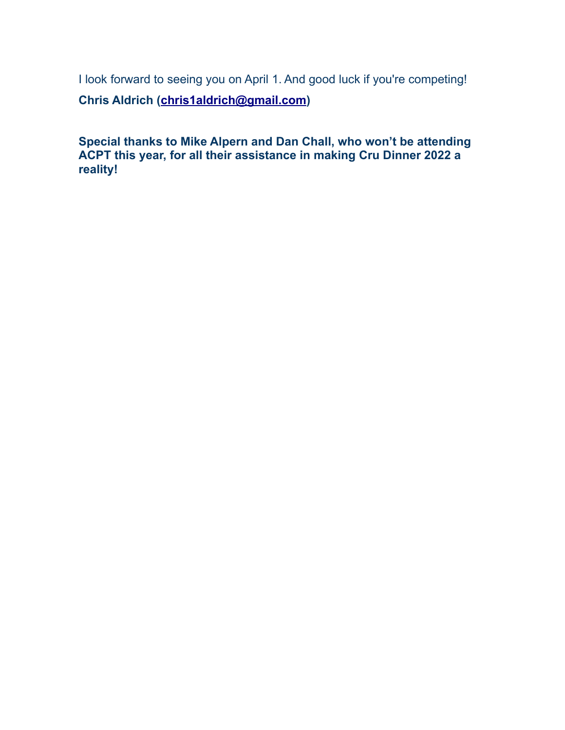I look forward to seeing you on April 1. And good luck if you're competing!

**Chris Aldrich ([chris1aldrich@gmail.com](mailto:chris1aldrich@gmail.com))**

**Special thanks to Mike Alpern and Dan Chall, who won't be attending ACPT this year, for all their assistance in making Cru Dinner 2022 a reality!**